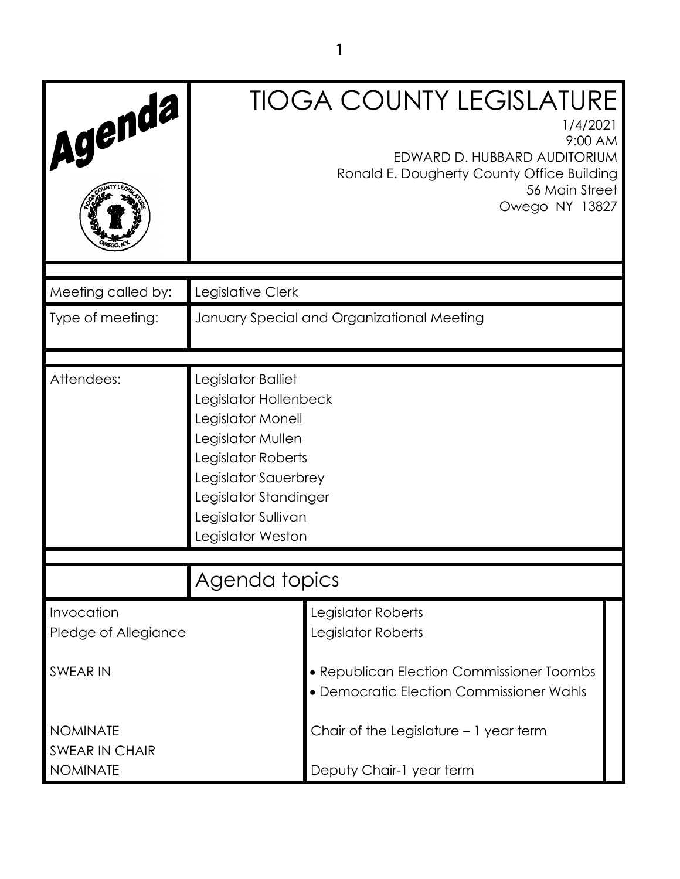# TIOGA COUNTY LEGISLATURE

1/4/2021
9:00 AM
EDWARD D. HUBBARD AUDITORIUM
Ronald E. Dougherty County Office Building
56 Main Street
Owego NY 13827

| | |
|---|---|
| Meeting called by: | Legislative Clerk |
| Type of meeting: | January Special and Organizational Meeting |
| Attendees: | Legislator Balliet<br>Legislator Hollenbeck<br>Legislator Monell<br>Legislator Mullen<br>Legislator Roberts<br>Legislator Sauerbrey<br>Legislator Standinger<br>Legislator Sullivan<br>Legislator Weston |

## Agenda topics

| | |
|---|---|
| Invocation | Legislator Roberts |
| Pledge of Allegiance | Legislator Roberts |
| SWEAR IN | • Republican Election Commissioner Toombs<br>• Democratic Election Commissioner Wahls |
| NOMINATE<br>SWEAR IN CHAIR | Chair of the Legislature – 1 year term |
| NOMINATE | Deputy Chair-1 year term |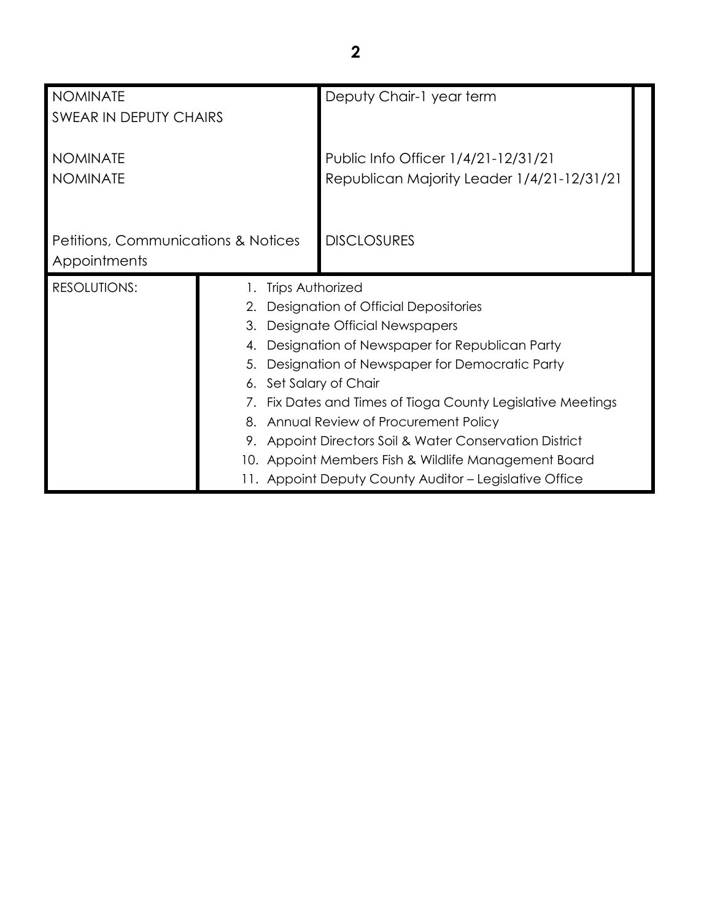| | | |
|---|---|---|
| NOMINATE<br>SWEAR IN DEPUTY CHAIRS<br><br>NOMINATE<br>NOMINATE<br><br><br>Petitions, Communications & Notices<br>Appointments | Deputy Chair-1 year term<br><br><br>Public Info Officer 1/4/21-12/31/21<br>Republican Majority Leader 1/4/21-12/31/21<br><br><br>DISCLOSURES | |

| | |
|---|---|
| RESOLUTIONS: | 1. Trips Authorized<br>2. Designation of Official Depositories<br>3. Designate Official Newspapers<br>4. Designation of Newspaper for Republican Party<br>5. Designation of Newspaper for Democratic Party<br>6. Set Salary of Chair<br>7. Fix Dates and Times of Tioga County Legislative Meetings<br>8. Annual Review of Procurement Policy<br>9. Appoint Directors Soil & Water Conservation District<br>10. Appoint Members Fish & Wildlife Management Board<br>11. Appoint Deputy County Auditor – Legislative Office |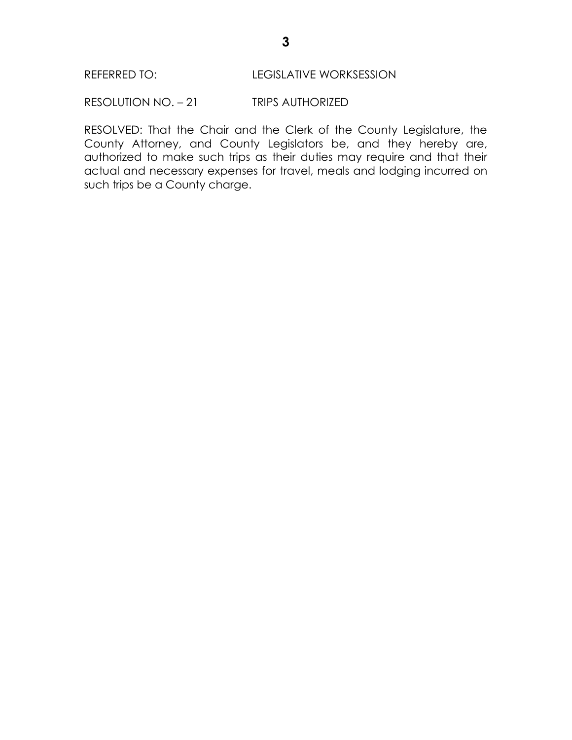REFERRED TO: LEGISLATIVE WORKSESSION

RESOLUTION NO. – 21 TRIPS AUTHORIZED

RESOLVED: That the Chair and the Clerk of the County Legislature, the County Attorney, and County Legislators be, and they hereby are, authorized to make such trips as their duties may require and that their actual and necessary expenses for travel, meals and lodging incurred on such trips be a County charge.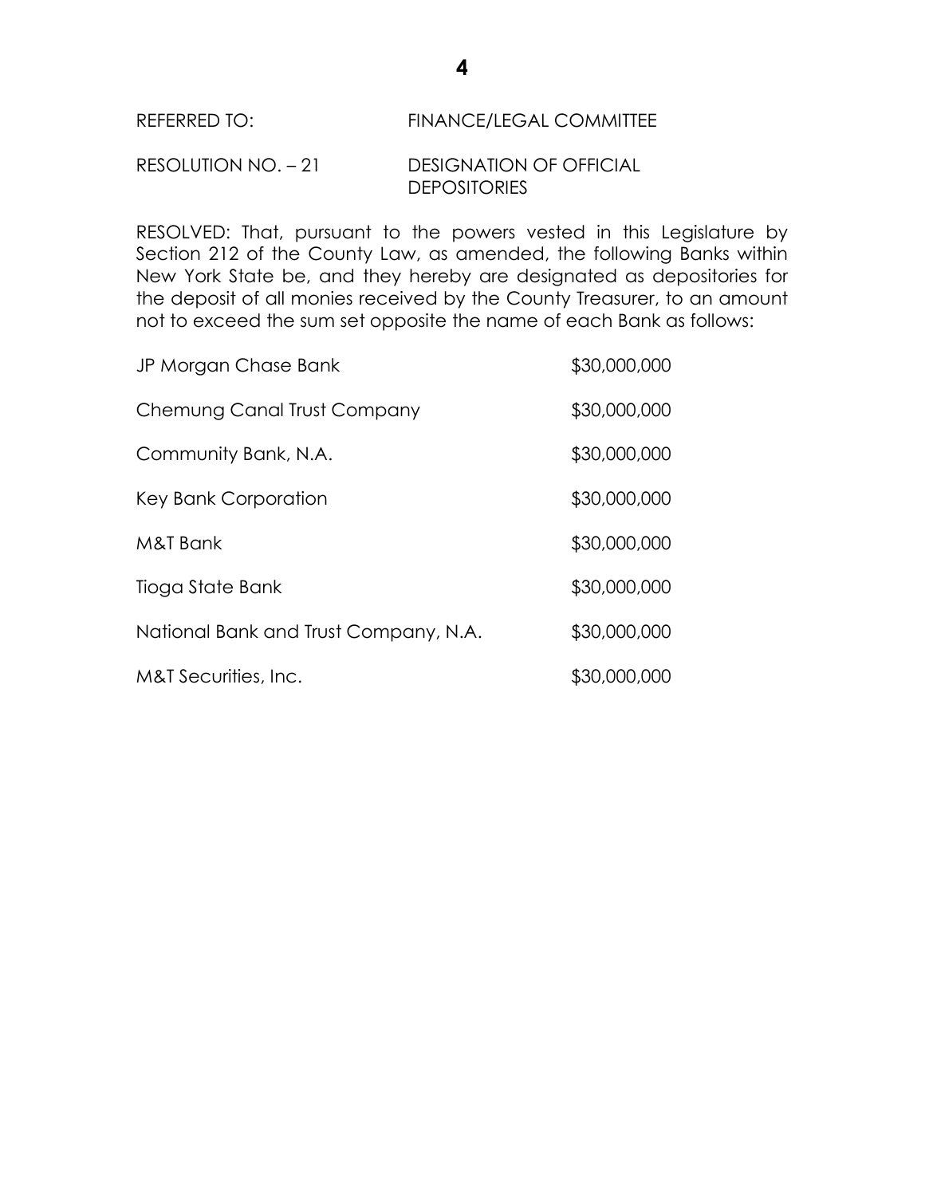REFERRED TO: FINANCE/LEGAL COMMITTEE

RESOLUTION NO. – 21 DESIGNATION OF OFFICIAL DEPOSITORIES

RESOLVED: That, pursuant to the powers vested in this Legislature by Section 212 of the County Law, as amended, the following Banks within New York State be, and they hereby are designated as depositories for the deposit of all monies received by the County Treasurer, to an amount not to exceed the sum set opposite the name of each Bank as follows:

| | |
|---|---|
| JP Morgan Chase Bank | $30,000,000 |
| Chemung Canal Trust Company | $30,000,000 |
| Community Bank, N.A. | $30,000,000 |
| Key Bank Corporation | $30,000,000 |
| M&T Bank | $30,000,000 |
| Tioga State Bank | $30,000,000 |
| National Bank and Trust Company, N.A. | $30,000,000 |
| M&T Securities, Inc. | $30,000,000 |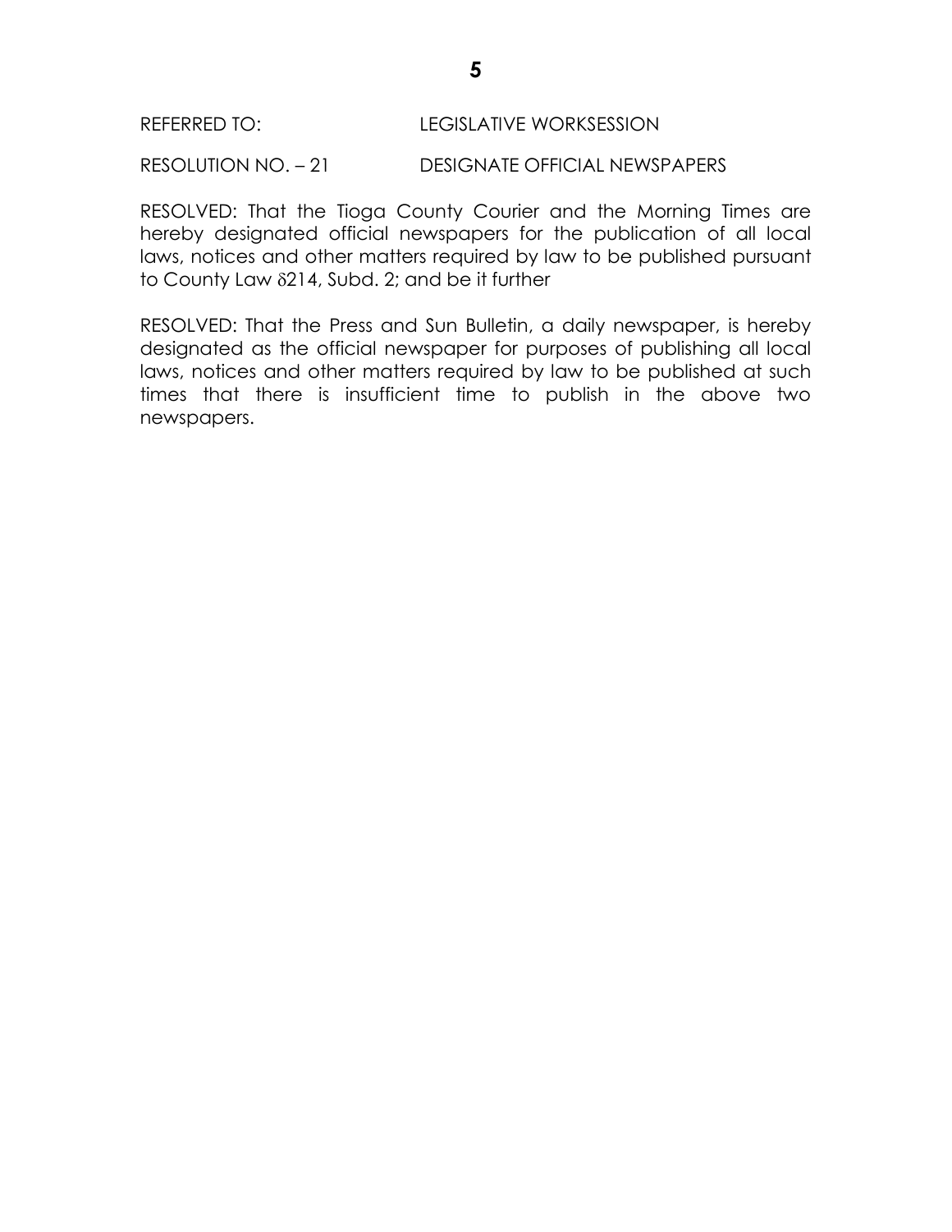REFERRED TO: LEGISLATIVE WORKSESSION

RESOLUTION NO. – 21 DESIGNATE OFFICIAL NEWSPAPERS

RESOLVED: That the Tioga County Courier and the Morning Times are hereby designated official newspapers for the publication of all local laws, notices and other matters required by law to be published pursuant to County Law δ214, Subd. 2; and be it further

RESOLVED: That the Press and Sun Bulletin, a daily newspaper, is hereby designated as the official newspaper for purposes of publishing all local laws, notices and other matters required by law to be published at such times that there is insufficient time to publish in the above two newspapers.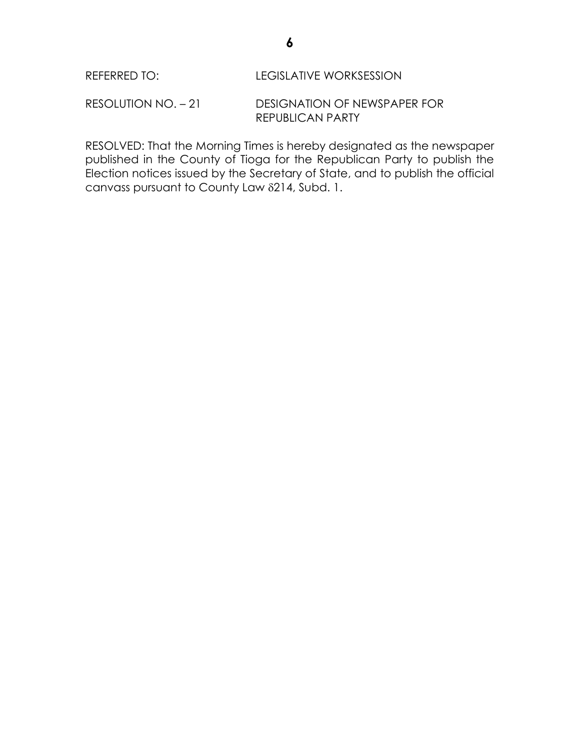REFERRED TO: LEGISLATIVE WORKSESSION

RESOLUTION NO. – 21 DESIGNATION OF NEWSPAPER FOR REPUBLICAN PARTY

RESOLVED: That the Morning Times is hereby designated as the newspaper published in the County of Tioga for the Republican Party to publish the Election notices issued by the Secretary of State, and to publish the official canvass pursuant to County Law δ214, Subd. 1.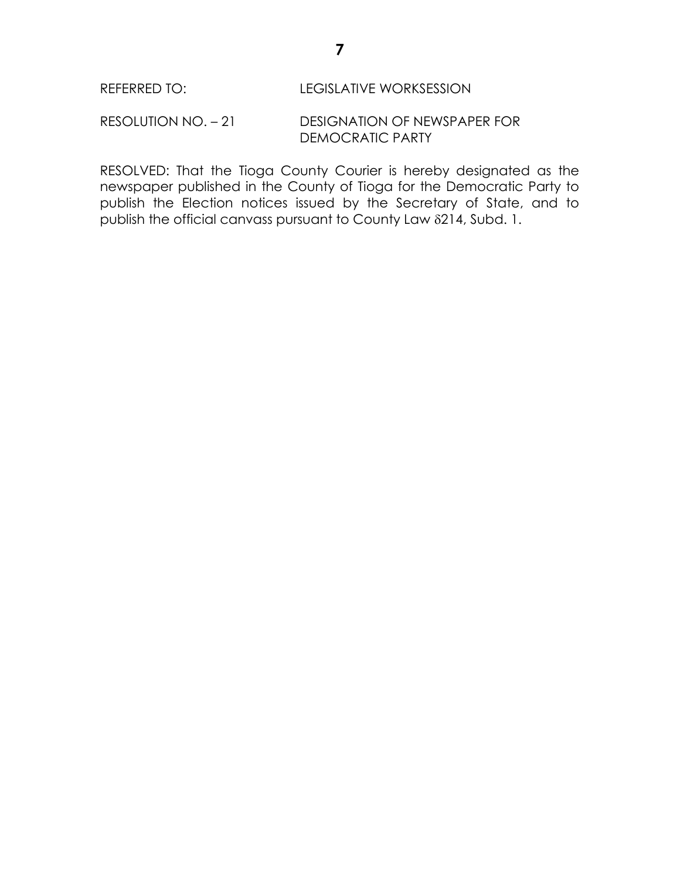REFERRED TO: LEGISLATIVE WORKSESSION

RESOLUTION NO. – 21 DESIGNATION OF NEWSPAPER FOR DEMOCRATIC PARTY

RESOLVED: That the Tioga County Courier is hereby designated as the newspaper published in the County of Tioga for the Democratic Party to publish the Election notices issued by the Secretary of State, and to publish the official canvass pursuant to County Law δ214, Subd. 1.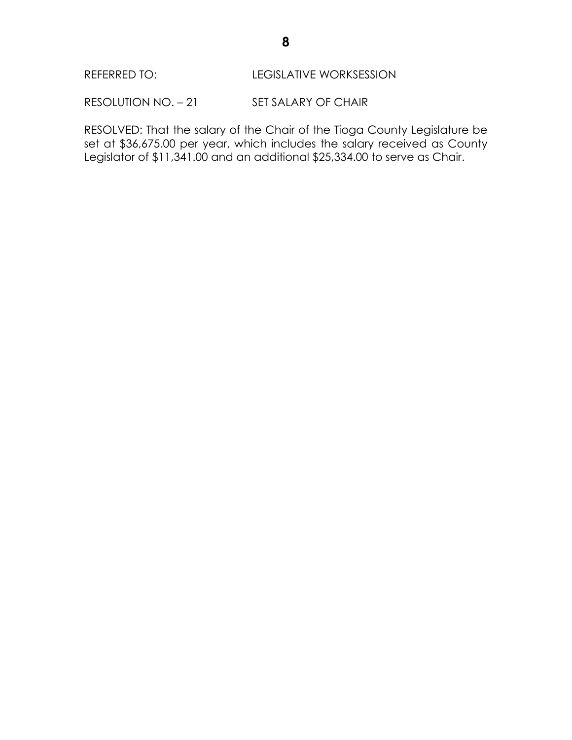REFERRED TO: LEGISLATIVE WORKSESSION

RESOLUTION NO. – 21 SET SALARY OF CHAIR

RESOLVED: That the salary of the Chair of the Tioga County Legislature be set at $36,675.00 per year, which includes the salary received as County Legislator of $11,341.00 and an additional $25,334.00 to serve as Chair.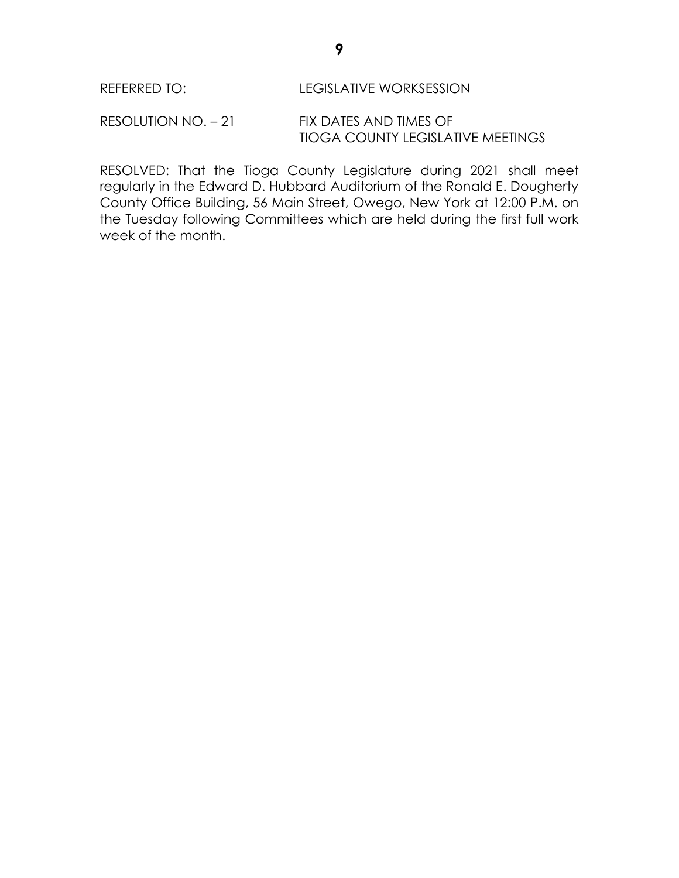REFERRED TO: LEGISLATIVE WORKSESSION

RESOLUTION NO. – 21 FIX DATES AND TIMES OF TIOGA COUNTY LEGISLATIVE MEETINGS

RESOLVED: That the Tioga County Legislature during 2021 shall meet regularly in the Edward D. Hubbard Auditorium of the Ronald E. Dougherty County Office Building, 56 Main Street, Owego, New York at 12:00 P.M. on the Tuesday following Committees which are held during the first full work week of the month.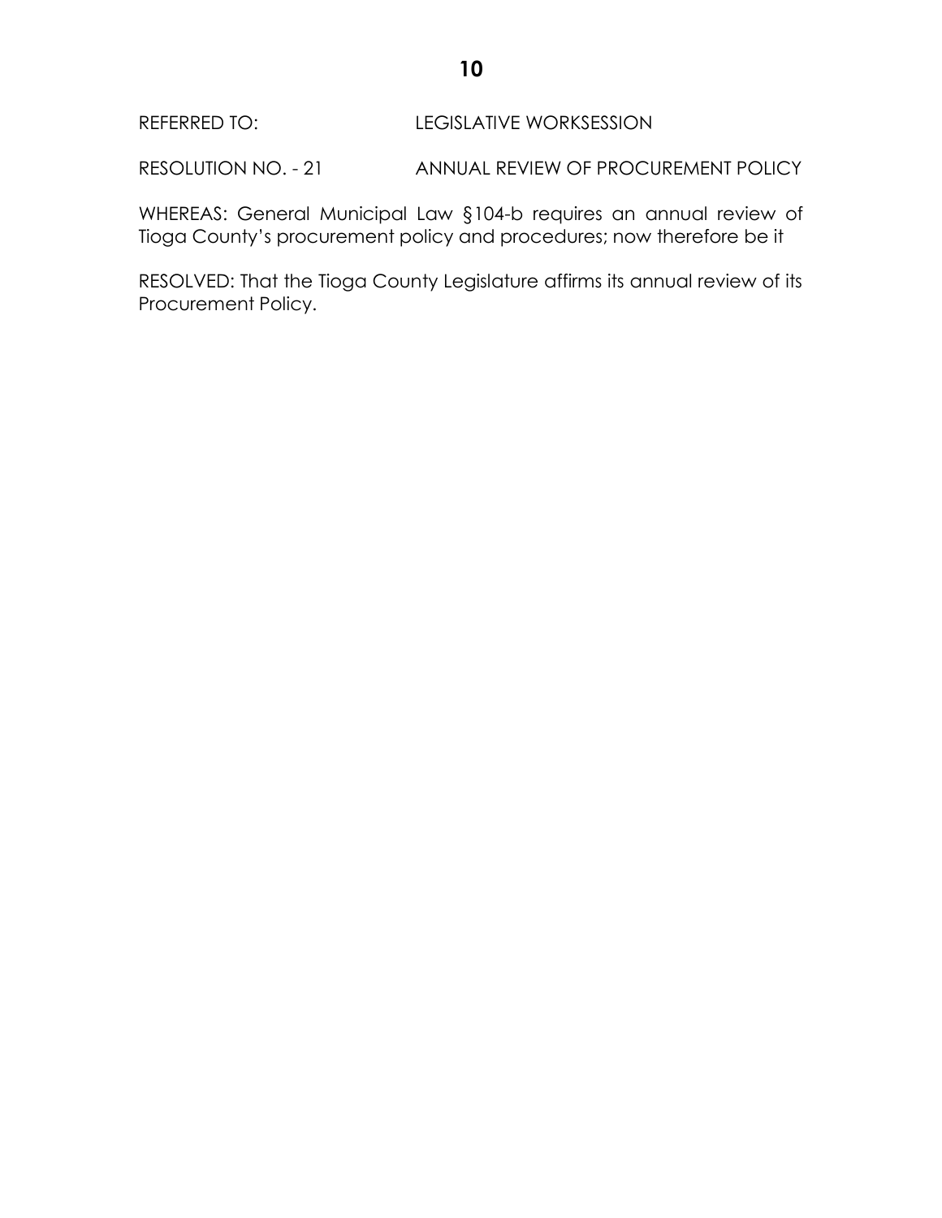REFERRED TO: LEGISLATIVE WORKSESSION

RESOLUTION NO. - 21 ANNUAL REVIEW OF PROCUREMENT POLICY

WHEREAS: General Municipal Law §104-b requires an annual review of Tioga County's procurement policy and procedures; now therefore be it

RESOLVED: That the Tioga County Legislature affirms its annual review of its Procurement Policy.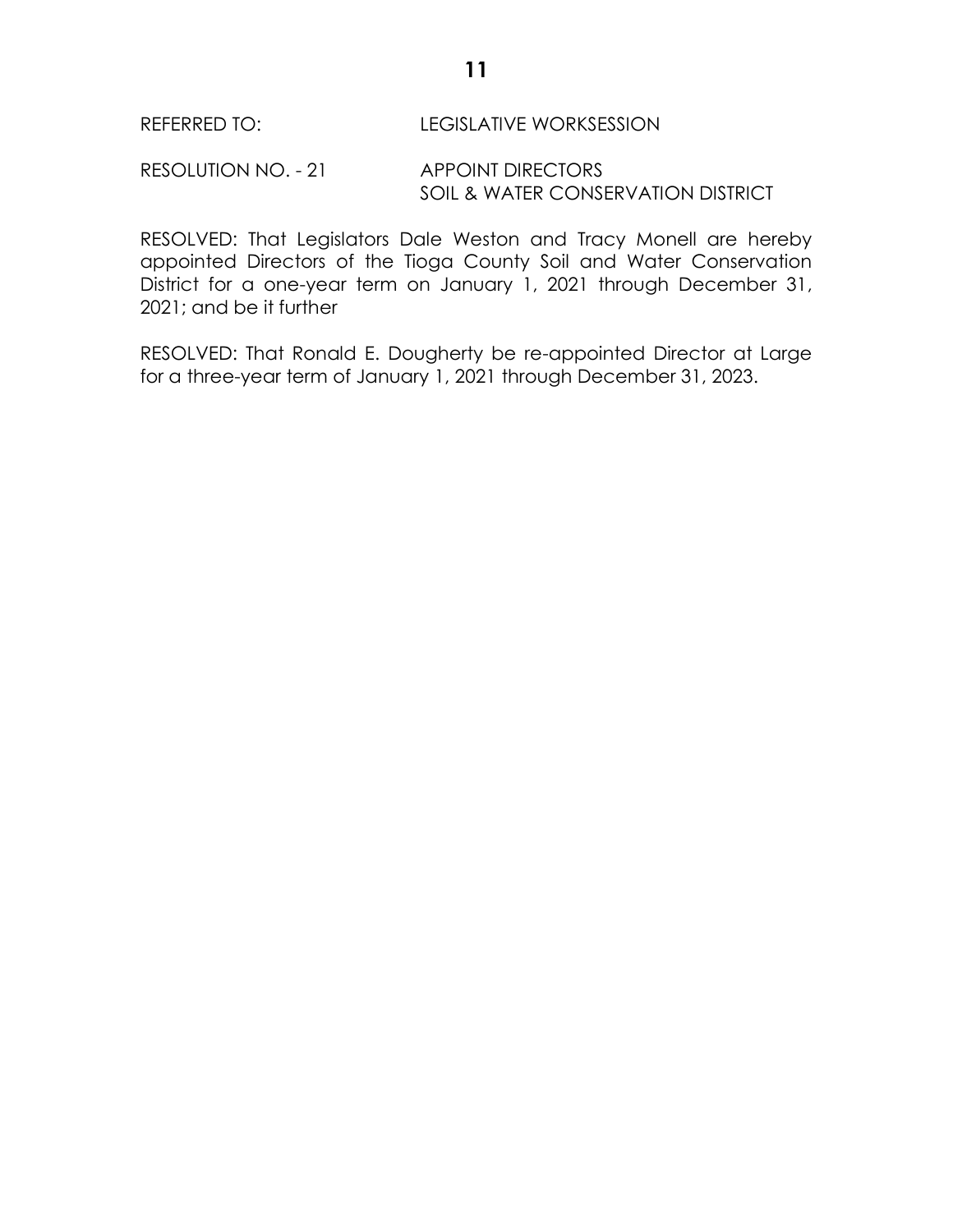REFERRED TO: LEGISLATIVE WORKSESSION

RESOLUTION NO. - 21 APPOINT DIRECTORS
SOIL & WATER CONSERVATION DISTRICT

RESOLVED: That Legislators Dale Weston and Tracy Monell are hereby appointed Directors of the Tioga County Soil and Water Conservation District for a one-year term on January 1, 2021 through December 31, 2021; and be it further

RESOLVED: That Ronald E. Dougherty be re-appointed Director at Large for a three-year term of January 1, 2021 through December 31, 2023.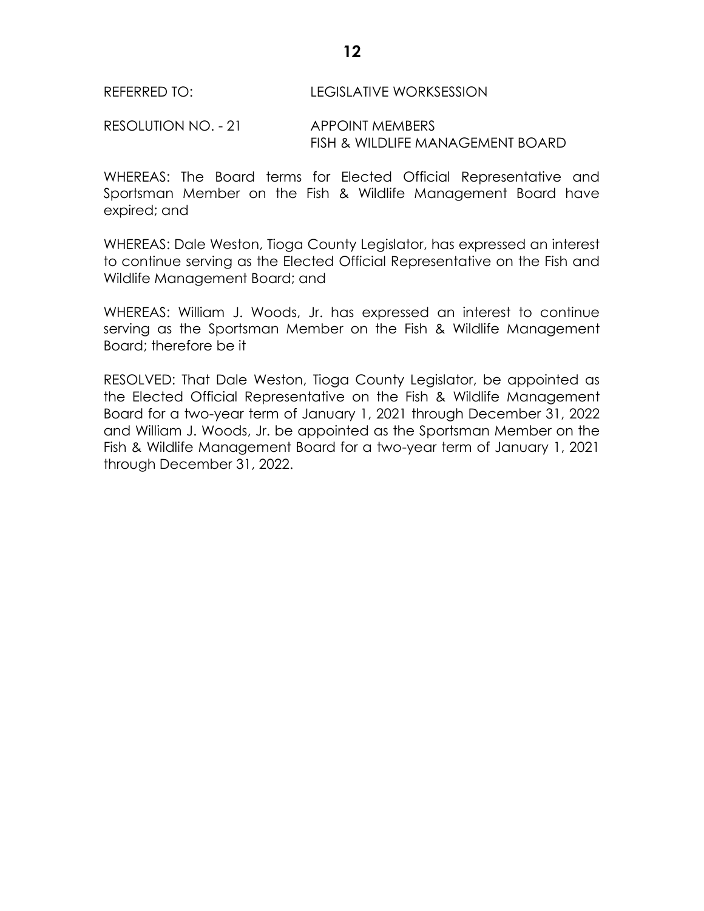REFERRED TO: LEGISLATIVE WORKSESSION

RESOLUTION NO. - 21 APPOINT MEMBERS
FISH & WILDLIFE MANAGEMENT BOARD

WHEREAS: The Board terms for Elected Official Representative and Sportsman Member on the Fish & Wildlife Management Board have expired; and

WHEREAS: Dale Weston, Tioga County Legislator, has expressed an interest to continue serving as the Elected Official Representative on the Fish and Wildlife Management Board; and

WHEREAS: William J. Woods, Jr. has expressed an interest to continue serving as the Sportsman Member on the Fish & Wildlife Management Board; therefore be it

RESOLVED: That Dale Weston, Tioga County Legislator, be appointed as the Elected Official Representative on the Fish & Wildlife Management Board for a two-year term of January 1, 2021 through December 31, 2022 and William J. Woods, Jr. be appointed as the Sportsman Member on the Fish & Wildlife Management Board for a two-year term of January 1, 2021 through December 31, 2022.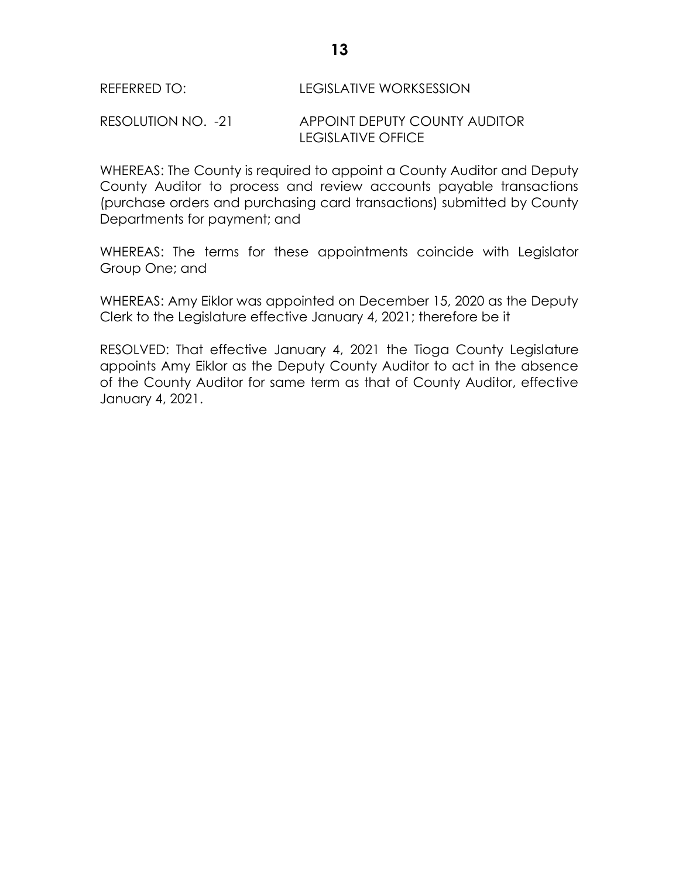REFERRED TO: LEGISLATIVE WORKSESSION

RESOLUTION NO. -21 APPOINT DEPUTY COUNTY AUDITOR
LEGISLATIVE OFFICE

WHEREAS: The County is required to appoint a County Auditor and Deputy County Auditor to process and review accounts payable transactions (purchase orders and purchasing card transactions) submitted by County Departments for payment; and

WHEREAS: The terms for these appointments coincide with Legislator Group One; and

WHEREAS: Amy Eiklor was appointed on December 15, 2020 as the Deputy Clerk to the Legislature effective January 4, 2021; therefore be it

RESOLVED: That effective January 4, 2021 the Tioga County Legislature appoints Amy Eiklor as the Deputy County Auditor to act in the absence of the County Auditor for same term as that of County Auditor, effective January 4, 2021.